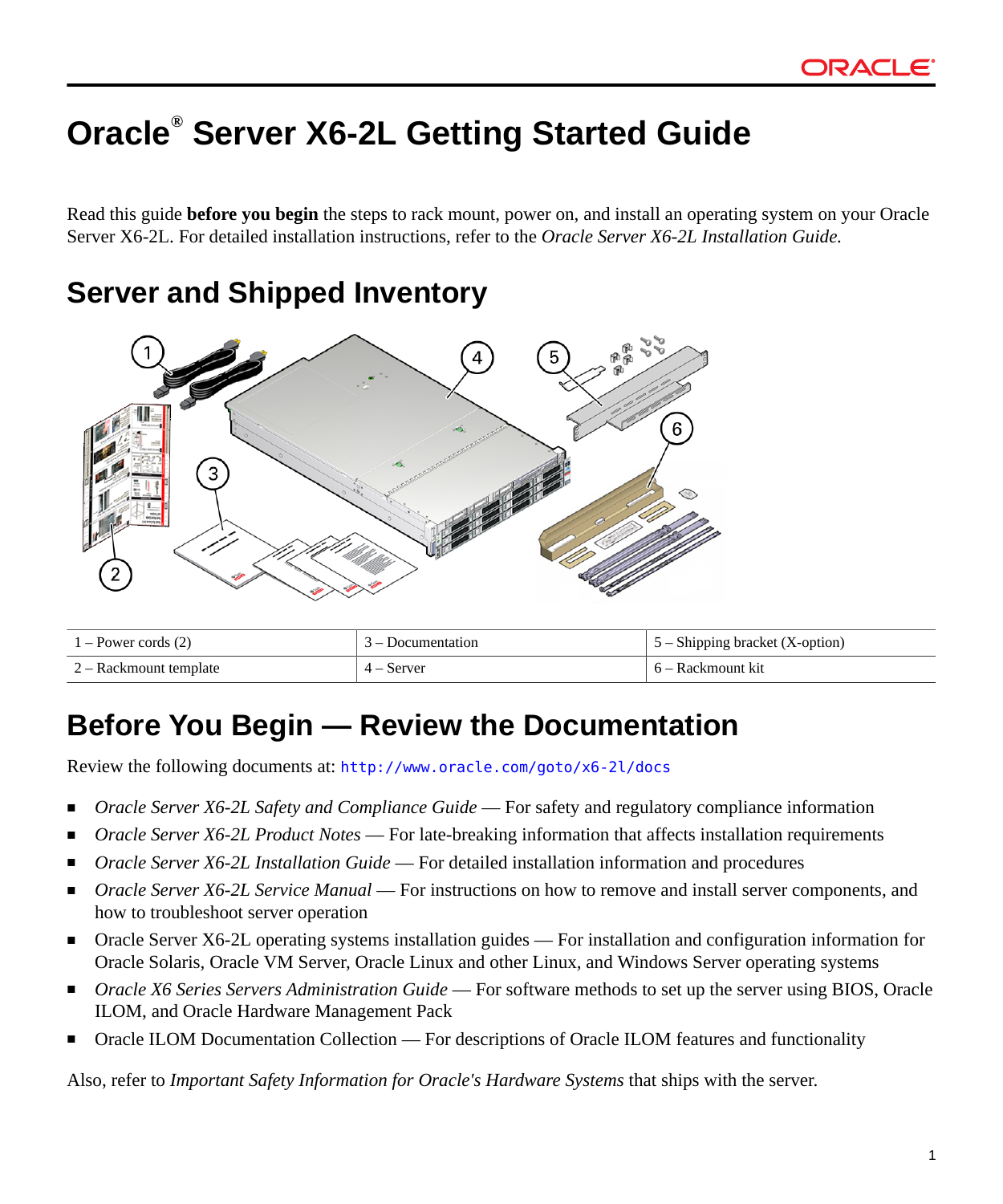# Oracle® Server X6-2L Getting Started Guide

Read this guide **before you begin** the steps to rack mount, power on, and install an operating system on your Oracle Server X6-2L. For detailed installation instructions, refer to the *Oracle Server X6-2L Installation Guide.*

## Server and Shipped Inventory

| 1 – Power cords (2) | 3 – Documentation | 5 – Shipping bracket (X-option) |
|---|---|---|
| 2 – Rackmount template | 4 – Server | 6 – Rackmount kit |

## Before You Begin — Review the Documentation

Review the following documents at: http://www.oracle.com/goto/x6-2l/docs

- *Oracle Server X6-2L Safety and Compliance Guide* — For safety and regulatory compliance information
- *Oracle Server X6-2L Product Notes* — For late-breaking information that affects installation requirements
- *Oracle Server X6-2L Installation Guide* — For detailed installation information and procedures
- *Oracle Server X6-2L Service Manual* — For instructions on how to remove and install server components, and how to troubleshoot server operation
- Oracle Server X6-2L operating systems installation guides — For installation and configuration information for Oracle Solaris, Oracle VM Server, Oracle Linux and other Linux, and Windows Server operating systems
- *Oracle X6 Series Servers Administration Guide* — For software methods to set up the server using BIOS, Oracle ILOM, and Oracle Hardware Management Pack
- Oracle ILOM Documentation Collection — For descriptions of Oracle ILOM features and functionality

Also, refer to *Important Safety Information for Oracle's Hardware Systems* that ships with the server.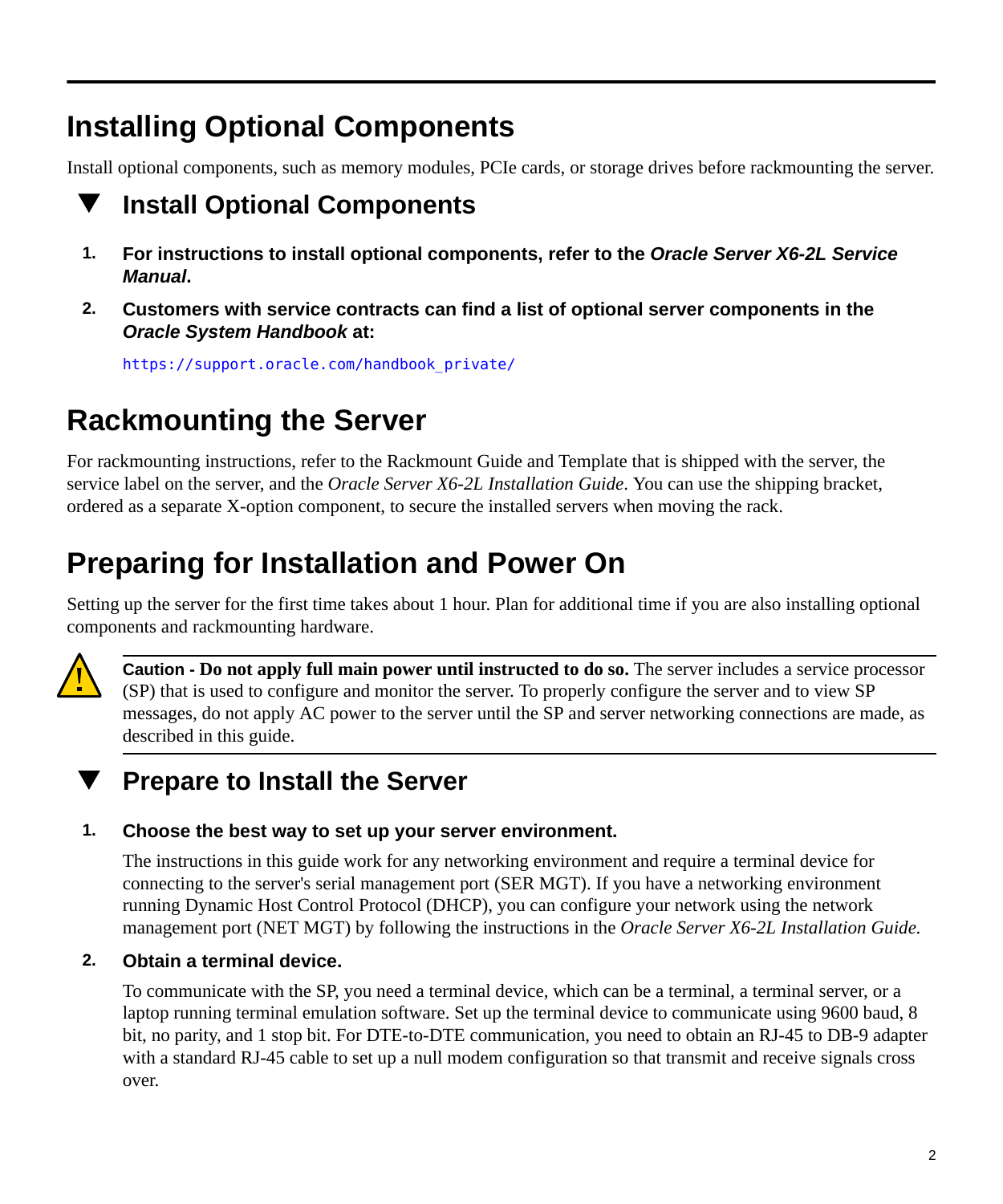# Installing Optional Components

Install optional components, such as memory modules, PCIe cards, or storage drives before rackmounting the server.

## ▼ Install Optional Components

1. **For instructions to install optional components, refer to the *Oracle Server X6-2L Service Manual*.**

2. **Customers with service contracts can find a list of optional server components in the *Oracle System Handbook* at:**

   https://support.oracle.com/handbook_private/

# Rackmounting the Server

For rackmounting instructions, refer to the Rackmount Guide and Template that is shipped with the server, the service label on the server, and the *Oracle Server X6-2L Installation Guide*. You can use the shipping bracket, ordered as a separate X-option component, to secure the installed servers when moving the rack.

# Preparing for Installation and Power On

Setting up the server for the first time takes about 1 hour. Plan for additional time if you are also installing optional components and rackmounting hardware.

**Caution - Do not apply full main power until instructed to do so.** The server includes a service processor (SP) that is used to configure and monitor the server. To properly configure the server and to view SP messages, do not apply AC power to the server until the SP and server networking connections are made, as described in this guide.

## ▼ Prepare to Install the Server

1. **Choose the best way to set up your server environment.**

   The instructions in this guide work for any networking environment and require a terminal device for connecting to the server's serial management port (SER MGT). If you have a networking environment running Dynamic Host Control Protocol (DHCP), you can configure your network using the network management port (NET MGT) by following the instructions in the *Oracle Server X6-2L Installation Guide.*

2. **Obtain a terminal device.**

   To communicate with the SP, you need a terminal device, which can be a terminal, a terminal server, or a laptop running terminal emulation software. Set up the terminal device to communicate using 9600 baud, 8 bit, no parity, and 1 stop bit. For DTE-to-DTE communication, you need to obtain an RJ-45 to DB-9 adapter with a standard RJ-45 cable to set up a null modem configuration so that transmit and receive signals cross over.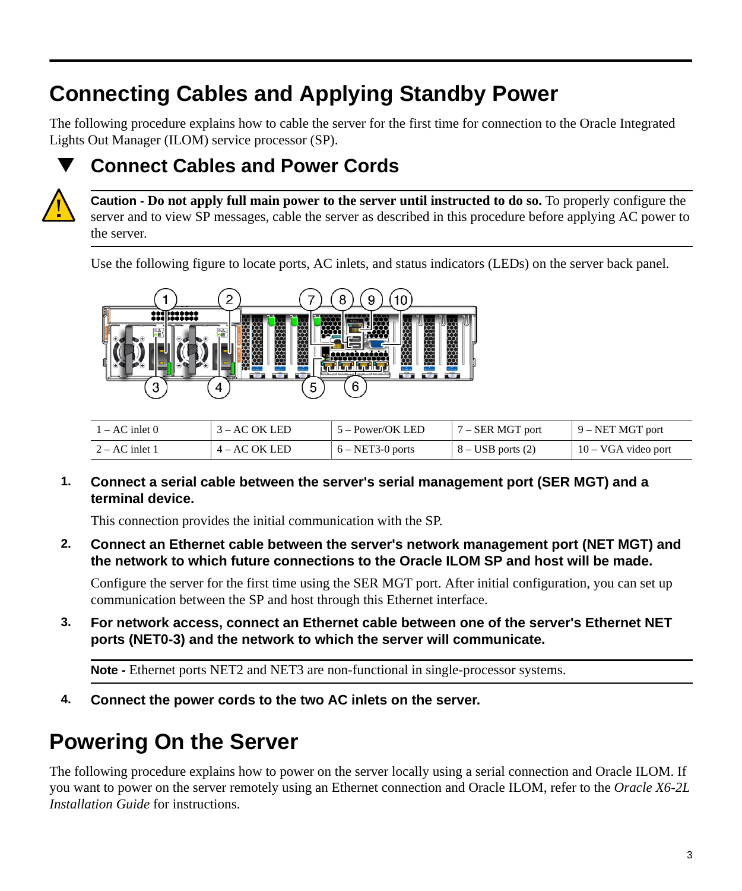# Connecting Cables and Applying Standby Power

The following procedure explains how to cable the server for the first time for connection to the Oracle Integrated Lights Out Manager (ILOM) service processor (SP).

## Connect Cables and Power Cords

**Caution - Do not apply full main power to the server until instructed to do so.** To properly configure the server and to view SP messages, cable the server as described in this procedure before applying AC power to the server.

Use the following figure to locate ports, AC inlets, and status indicators (LEDs) on the server back panel.

| 1 – AC inlet 0 | 3 – AC OK LED | 5 – Power/OK LED | 7 – SER MGT port | 9 – NET MGT port |
|---|---|---|---|---|
| 2 – AC inlet 1 | 4 – AC OK LED | 6 – NET3-0 ports | 8 – USB ports (2) | 10 – VGA video port |

1. **Connect a serial cable between the server's serial management port (SER MGT) and a terminal device.**

   This connection provides the initial communication with the SP.

2. **Connect an Ethernet cable between the server's network management port (NET MGT) and the network to which future connections to the Oracle ILOM SP and host will be made.**

   Configure the server for the first time using the SER MGT port. After initial configuration, you can set up communication between the SP and host through this Ethernet interface.

3. **For network access, connect an Ethernet cable between one of the server's Ethernet NET ports (NET0-3) and the network to which the server will communicate.**

   **Note -** Ethernet ports NET2 and NET3 are non-functional in single-processor systems.

4. **Connect the power cords to the two AC inlets on the server.**

# Powering On the Server

The following procedure explains how to power on the server locally using a serial connection and Oracle ILOM. If you want to power on the server remotely using an Ethernet connection and Oracle ILOM, refer to the *Oracle X6-2L Installation Guide* for instructions.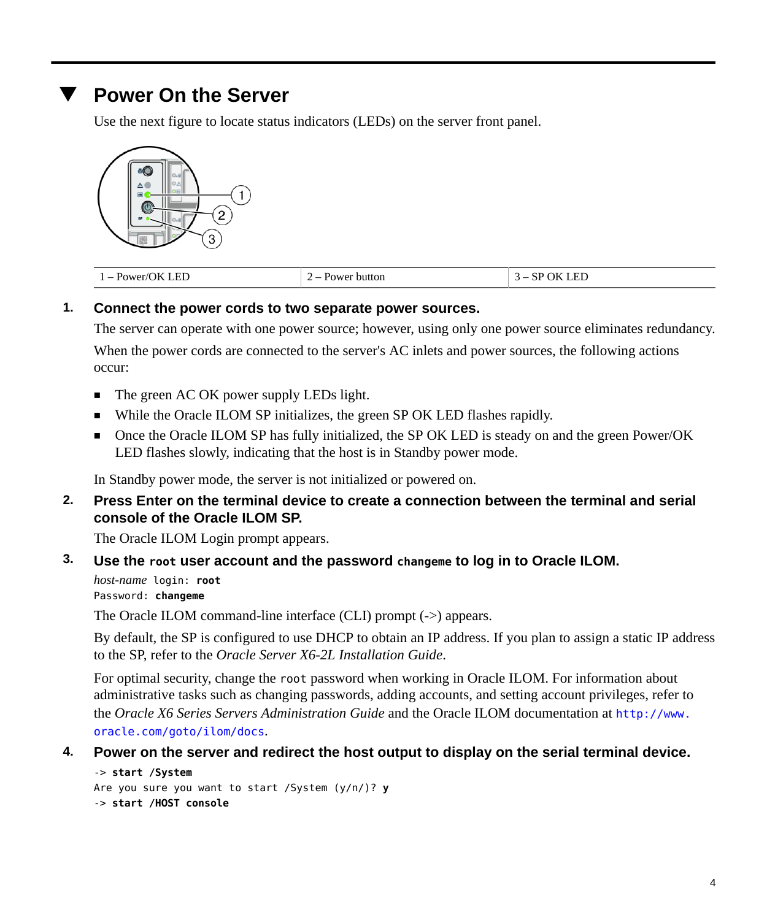## Power On the Server

Use the next figure to locate status indicators (LEDs) on the server front panel.

| 1 – Power/OK LED | 2 – Power button | 3 – SP OK LED |
|---|---|---|

1. **Connect the power cords to two separate power sources.**

   The server can operate with one power source; however, using only one power source eliminates redundancy.

   When the power cords are connected to the server's AC inlets and power sources, the following actions occur:

   - The green AC OK power supply LEDs light.
   - While the Oracle ILOM SP initializes, the green SP OK LED flashes rapidly.
   - Once the Oracle ILOM SP has fully initialized, the SP OK LED is steady on and the green Power/OK LED flashes slowly, indicating that the host is in Standby power mode.

   In Standby power mode, the server is not initialized or powered on.

2. **Press Enter on the terminal device to create a connection between the terminal and serial console of the Oracle ILOM SP.**

   The Oracle ILOM Login prompt appears.

3. **Use the `root` user account and the password `changeme` to log in to Oracle ILOM.**

   ```
   host-name login: root
   Password: changeme
   ```

   The Oracle ILOM command-line interface (CLI) prompt (->) appears.

   By default, the SP is configured to use DHCP to obtain an IP address. If you plan to assign a static IP address to the SP, refer to the *Oracle Server X6-2L Installation Guide*.

   For optimal security, change the `root` password when working in Oracle ILOM. For information about administrative tasks such as changing passwords, adding accounts, and setting account privileges, refer to the *Oracle X6 Series Servers Administration Guide* and the Oracle ILOM documentation at http://www.oracle.com/goto/ilom/docs.

4. **Power on the server and redirect the host output to display on the serial terminal device.**

   ```
   -> start /System
   Are you sure you want to start /System (y/n/)? y
   -> start /HOST console
   ```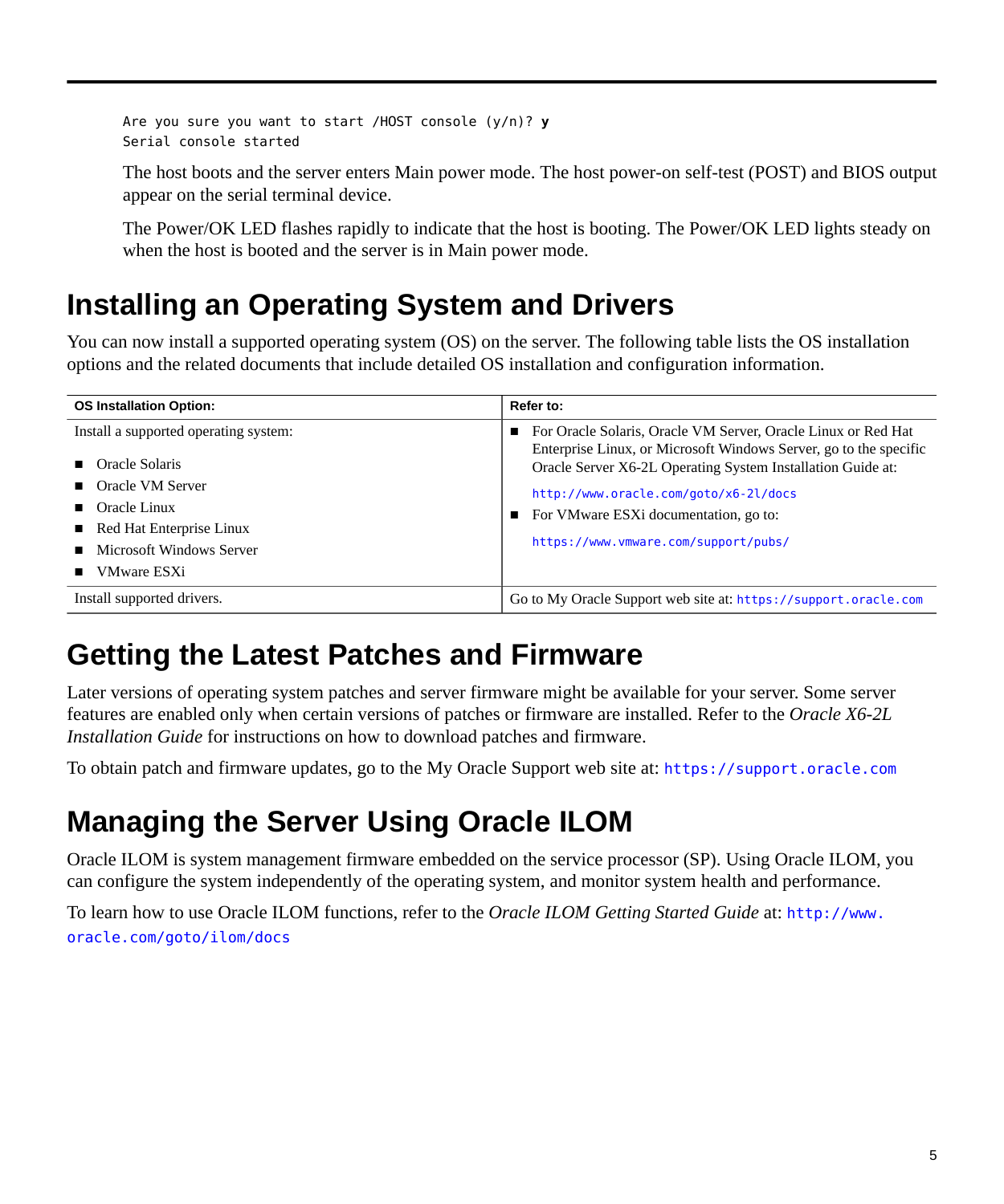```
Are you sure you want to start /HOST console (y/n)? y
Serial console started
```

The host boots and the server enters Main power mode. The host power-on self-test (POST) and BIOS output appear on the serial terminal device.

The Power/OK LED flashes rapidly to indicate that the host is booting. The Power/OK LED lights steady on when the host is booted and the server is in Main power mode.

## Installing an Operating System and Drivers

You can now install a supported operating system (OS) on the server. The following table lists the OS installation options and the related documents that include detailed OS installation and configuration information.

| OS Installation Option: | Refer to: |
|---|---|
| Install a supported operating system:<br>■ Oracle Solaris<br>■ Oracle VM Server<br>■ Oracle Linux<br>■ Red Hat Enterprise Linux<br>■ Microsoft Windows Server<br>■ VMware ESXi | ■ For Oracle Solaris, Oracle VM Server, Oracle Linux or Red Hat Enterprise Linux, or Microsoft Windows Server, go to the specific Oracle Server X6-2L Operating System Installation Guide at:<br>`http://www.oracle.com/goto/x6-2l/docs`<br>■ For VMware ESXi documentation, go to:<br>`https://www.vmware.com/support/pubs/` |
| Install supported drivers. | Go to My Oracle Support web site at: `https://support.oracle.com` |

## Getting the Latest Patches and Firmware

Later versions of operating system patches and server firmware might be available for your server. Some server features are enabled only when certain versions of patches or firmware are installed. Refer to the *Oracle X6-2L Installation Guide* for instructions on how to download patches and firmware.

To obtain patch and firmware updates, go to the My Oracle Support web site at: `https://support.oracle.com`

## Managing the Server Using Oracle ILOM

Oracle ILOM is system management firmware embedded on the service processor (SP). Using Oracle ILOM, you can configure the system independently of the operating system, and monitor system health and performance.

To learn how to use Oracle ILOM functions, refer to the *Oracle ILOM Getting Started Guide* at: `http://www.oracle.com/goto/ilom/docs`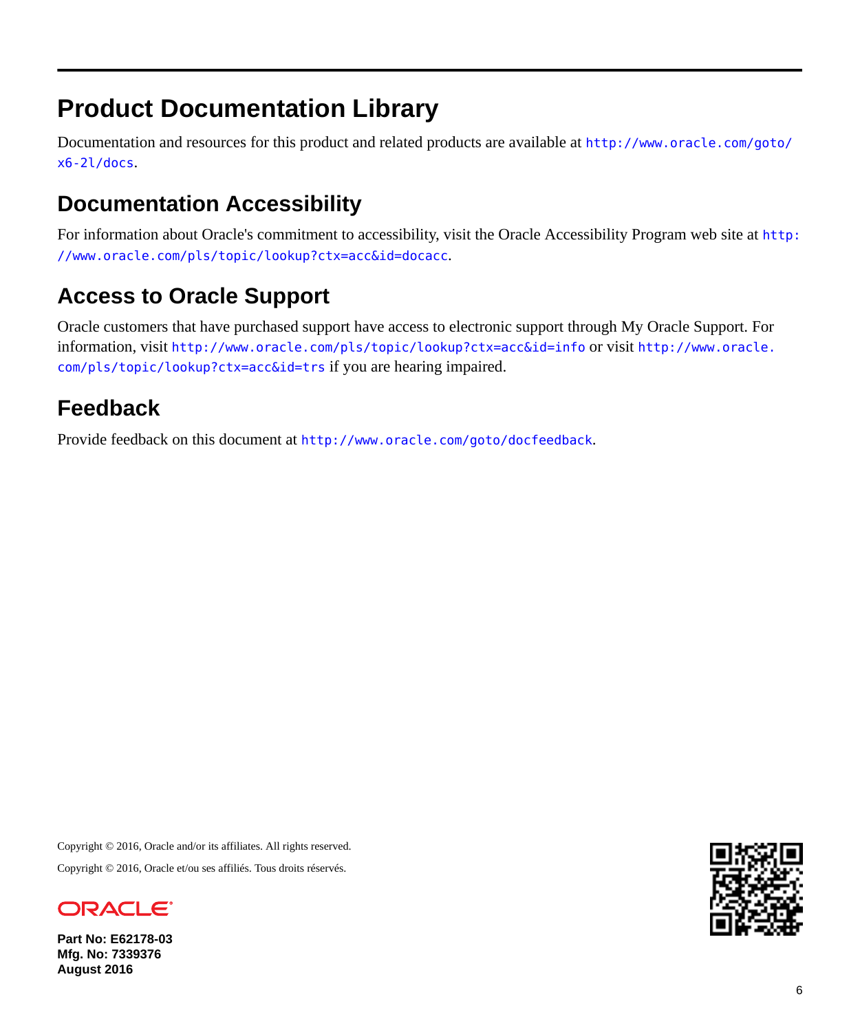# Product Documentation Library

Documentation and resources for this product and related products are available at http://www.oracle.com/goto/x6-2l/docs.

## Documentation Accessibility

For information about Oracle's commitment to accessibility, visit the Oracle Accessibility Program web site at http://www.oracle.com/pls/topic/lookup?ctx=acc&id=docacc.

## Access to Oracle Support

Oracle customers that have purchased support have access to electronic support through My Oracle Support. For information, visit http://www.oracle.com/pls/topic/lookup?ctx=acc&id=info or visit http://www.oracle.com/pls/topic/lookup?ctx=acc&id=trs if you are hearing impaired.

## Feedback

Provide feedback on this document at http://www.oracle.com/goto/docfeedback.

Copyright © 2016, Oracle and/or its affiliates. All rights reserved.

Copyright © 2016, Oracle et/ou ses affiliés. Tous droits réservés.

ORACLE

**Part No: E62178-03**
**Mfg. No: 7339376**
**August 2016**